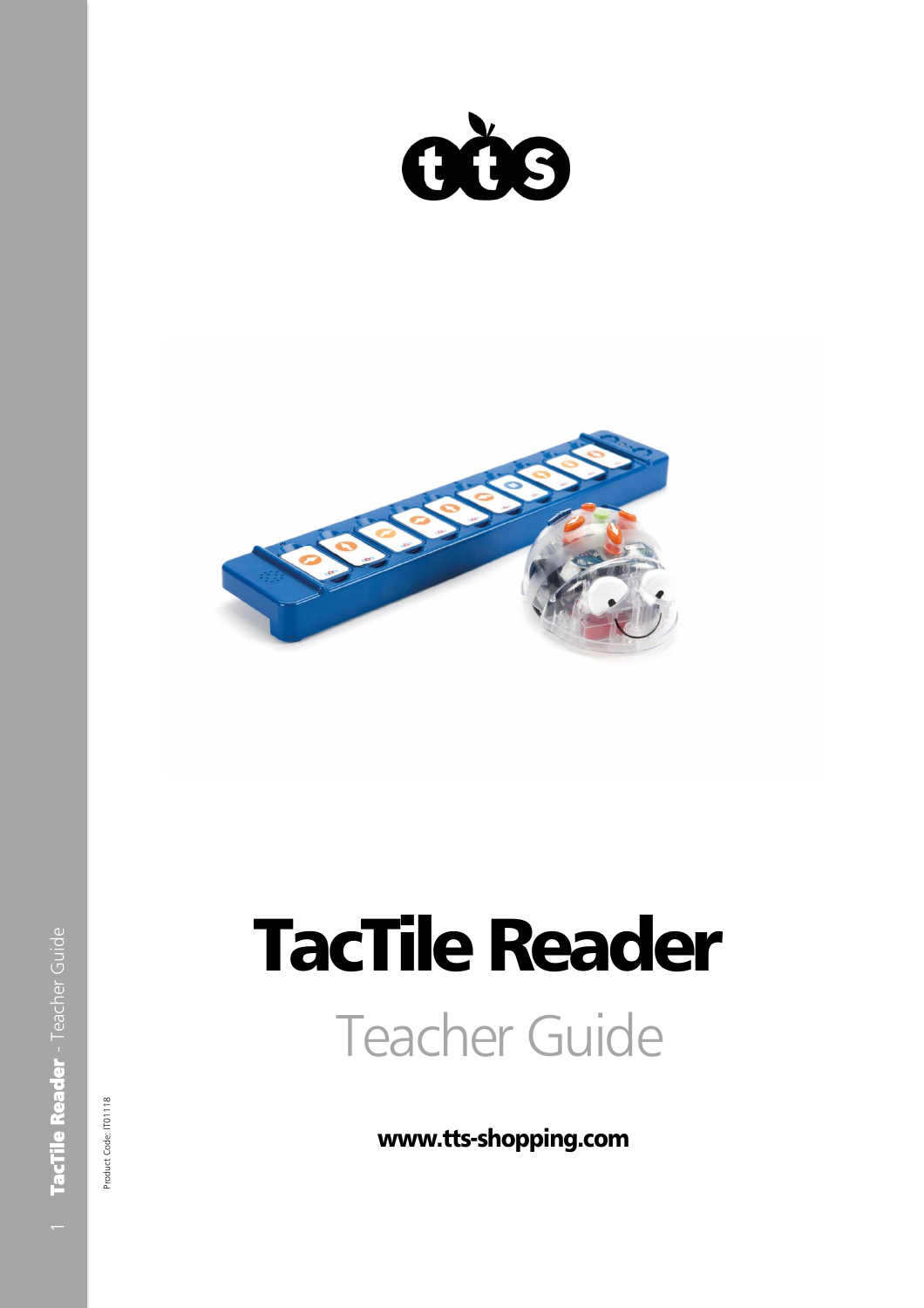# TacTile Reader

## Teacher Guide

**www.tts-shopping.com**

Product Code: IT01118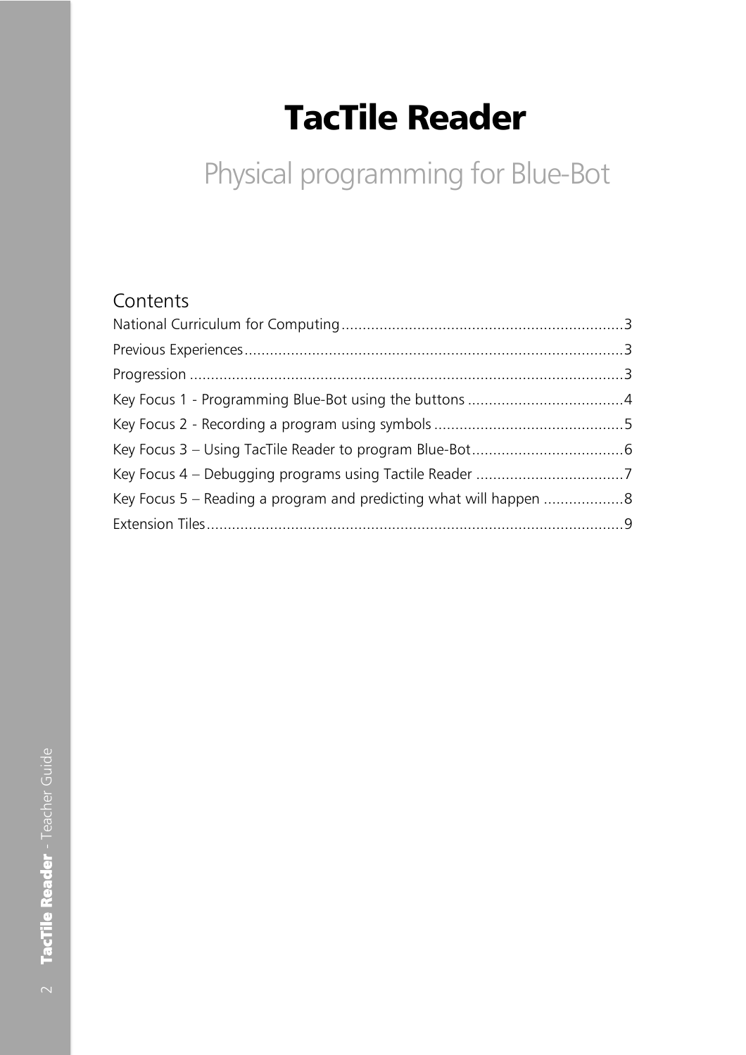# TacTile Reader

## Physical programming for Blue-Bot

### Contents

National Curriculum for Computing ........................................................................ 3
Previous Experiences ........................................................................................... 3
Progression .......................................................................................................... 3
Key Focus 1 - Programming Blue-Bot using the buttons ....................................... 4
Key Focus 2 - Recording a program using symbols .............................................. 5
Key Focus 3 – Using TacTile Reader to program Blue-Bot ..................................... 6
Key Focus 4 – Debugging programs using Tactile Reader ...................................... 7
Key Focus 5 – Reading a program and predicting what will happen ..................... 8
Extension Tiles ...................................................................................................... 9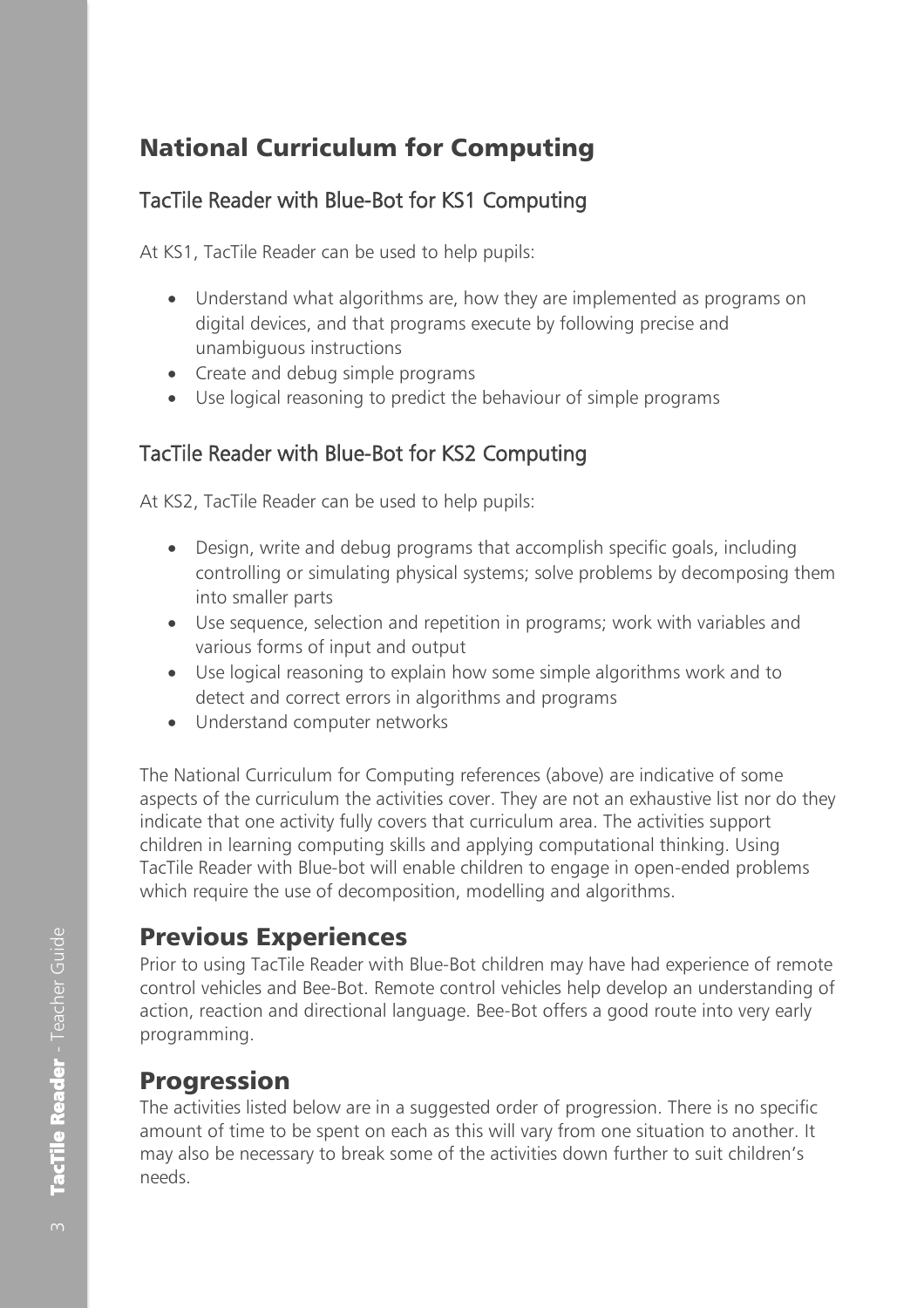# National Curriculum for Computing

## TacTile Reader with Blue-Bot for KS1 Computing

At KS1, TacTile Reader can be used to help pupils:

- Understand what algorithms are, how they are implemented as programs on digital devices, and that programs execute by following precise and unambiguous instructions
- Create and debug simple programs
- Use logical reasoning to predict the behaviour of simple programs

## TacTile Reader with Blue-Bot for KS2 Computing

At KS2, TacTile Reader can be used to help pupils:

- Design, write and debug programs that accomplish specific goals, including controlling or simulating physical systems; solve problems by decomposing them into smaller parts
- Use sequence, selection and repetition in programs; work with variables and various forms of input and output
- Use logical reasoning to explain how some simple algorithms work and to detect and correct errors in algorithms and programs
- Understand computer networks

The National Curriculum for Computing references (above) are indicative of some aspects of the curriculum the activities cover. They are not an exhaustive list nor do they indicate that one activity fully covers that curriculum area. The activities support children in learning computing skills and applying computational thinking. Using TacTile Reader with Blue-bot will enable children to engage in open-ended problems which require the use of decomposition, modelling and algorithms.

# Previous Experiences

Prior to using TacTile Reader with Blue-Bot children may have had experience of remote control vehicles and Bee-Bot. Remote control vehicles help develop an understanding of action, reaction and directional language. Bee-Bot offers a good route into very early programming.

# Progression

The activities listed below are in a suggested order of progression. There is no specific amount of time to be spent on each as this will vary from one situation to another. It may also be necessary to break some of the activities down further to suit children's needs.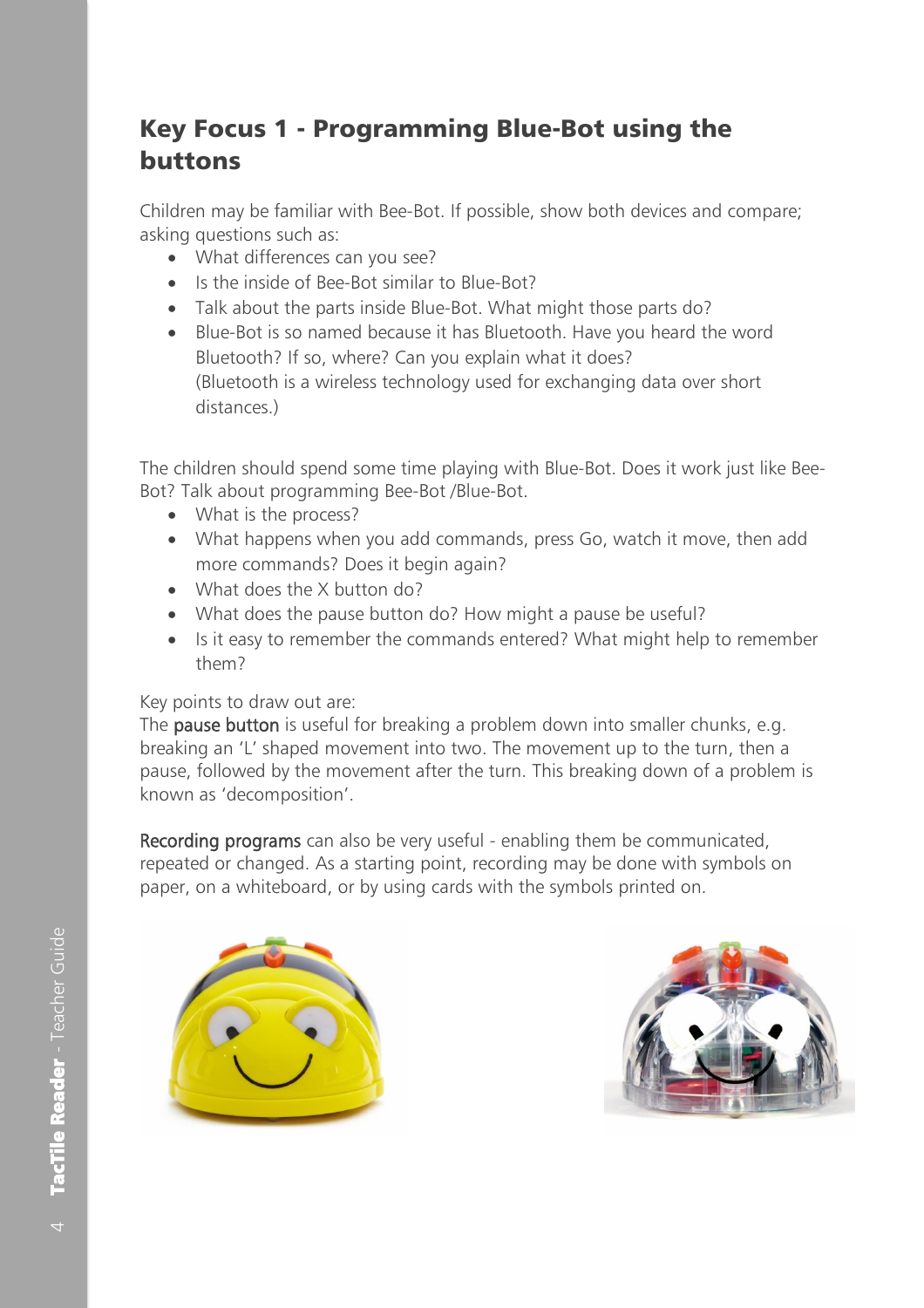## Key Focus 1 - Programming Blue-Bot using the buttons

Children may be familiar with Bee-Bot. If possible, show both devices and compare; asking questions such as:

- What differences can you see?
- Is the inside of Bee-Bot similar to Blue-Bot?
- Talk about the parts inside Blue-Bot. What might those parts do?
- Blue-Bot is so named because it has Bluetooth. Have you heard the word Bluetooth? If so, where? Can you explain what it does?
  (Bluetooth is a wireless technology used for exchanging data over short distances.)

The children should spend some time playing with Blue-Bot. Does it work just like Bee-Bot? Talk about programming Bee-Bot /Blue-Bot.

- What is the process?
- What happens when you add commands, press Go, watch it move, then add more commands? Does it begin again?
- What does the X button do?
- What does the pause button do? How might a pause be useful?
- Is it easy to remember the commands entered? What might help to remember them?

Key points to draw out are:
The pause button is useful for breaking a problem down into smaller chunks, e.g. breaking an 'L' shaped movement into two. The movement up to the turn, then a pause, followed by the movement after the turn. This breaking down of a problem is known as 'decomposition'.

Recording programs can also be very useful - enabling them be communicated, repeated or changed. As a starting point, recording may be done with symbols on paper, on a whiteboard, or by using cards with the symbols printed on.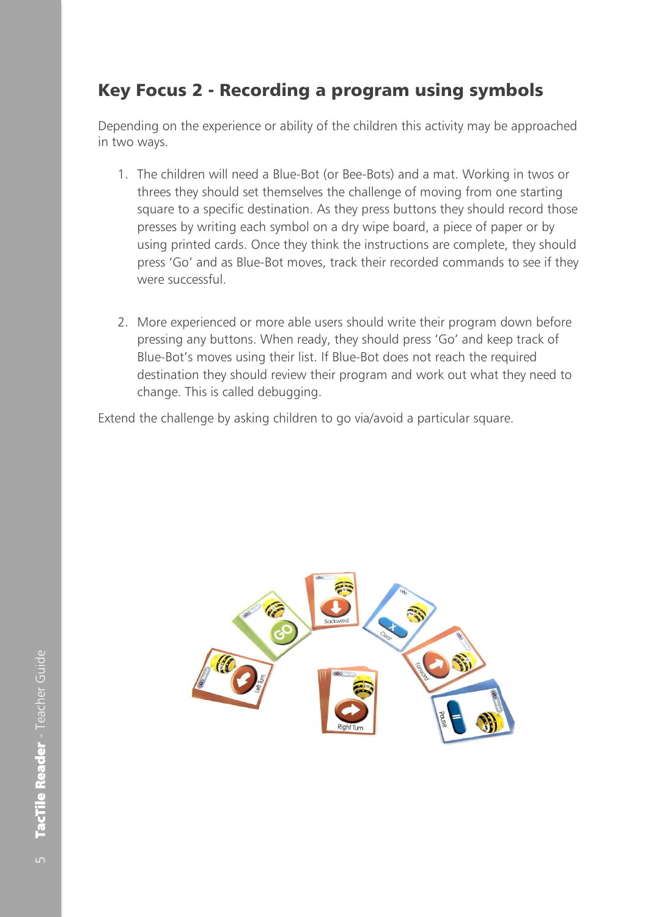## Key Focus 2 - Recording a program using symbols

Depending on the experience or ability of the children this activity may be approached in two ways.

1. The children will need a Blue-Bot (or Bee-Bots) and a mat. Working in twos or threes they should set themselves the challenge of moving from one starting square to a specific destination. As they press buttons they should record those presses by writing each symbol on a dry wipe board, a piece of paper or by using printed cards. Once they think the instructions are complete, they should press 'Go' and as Blue-Bot moves, track their recorded commands to see if they were successful.

2. More experienced or more able users should write their program down before pressing any buttons. When ready, they should press 'Go' and keep track of Blue-Bot's moves using their list. If Blue-Bot does not reach the required destination they should review their program and work out what they need to change. This is called debugging.

Extend the challenge by asking children to go via/avoid a particular square.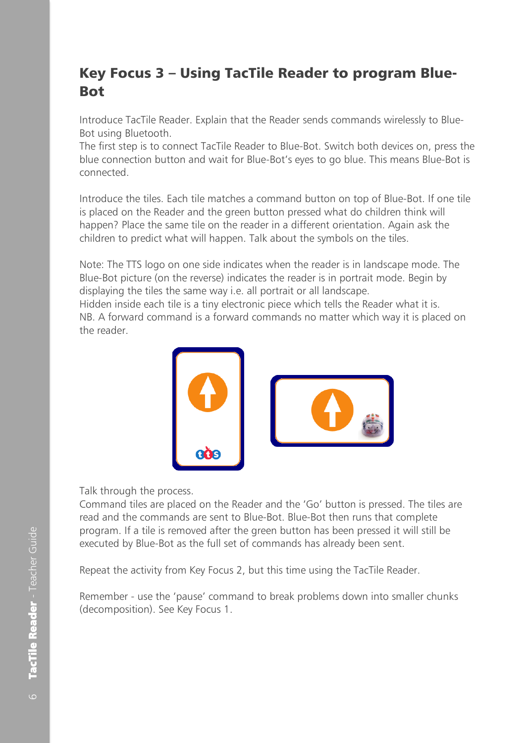## Key Focus 3 – Using TacTile Reader to program Blue-Bot

Introduce TacTile Reader. Explain that the Reader sends commands wirelessly to Blue-Bot using Bluetooth.
The first step is to connect TacTile Reader to Blue-Bot. Switch both devices on, press the blue connection button and wait for Blue-Bot's eyes to go blue. This means Blue-Bot is connected.

Introduce the tiles. Each tile matches a command button on top of Blue-Bot. If one tile is placed on the Reader and the green button pressed what do children think will happen? Place the same tile on the reader in a different orientation. Again ask the children to predict what will happen. Talk about the symbols on the tiles.

Note: The TTS logo on one side indicates when the reader is in landscape mode. The Blue-Bot picture (on the reverse) indicates the reader is in portrait mode. Begin by displaying the tiles the same way i.e. all portrait or all landscape.
Hidden inside each tile is a tiny electronic piece which tells the Reader what it is.
NB. A forward command is a forward commands no matter which way it is placed on the reader.

Talk through the process.
Command tiles are placed on the Reader and the 'Go' button is pressed. The tiles are read and the commands are sent to Blue-Bot. Blue-Bot then runs that complete program. If a tile is removed after the green button has been pressed it will still be executed by Blue-Bot as the full set of commands has already been sent.

Repeat the activity from Key Focus 2, but this time using the TacTile Reader.

Remember - use the 'pause' command to break problems down into smaller chunks (decomposition). See Key Focus 1.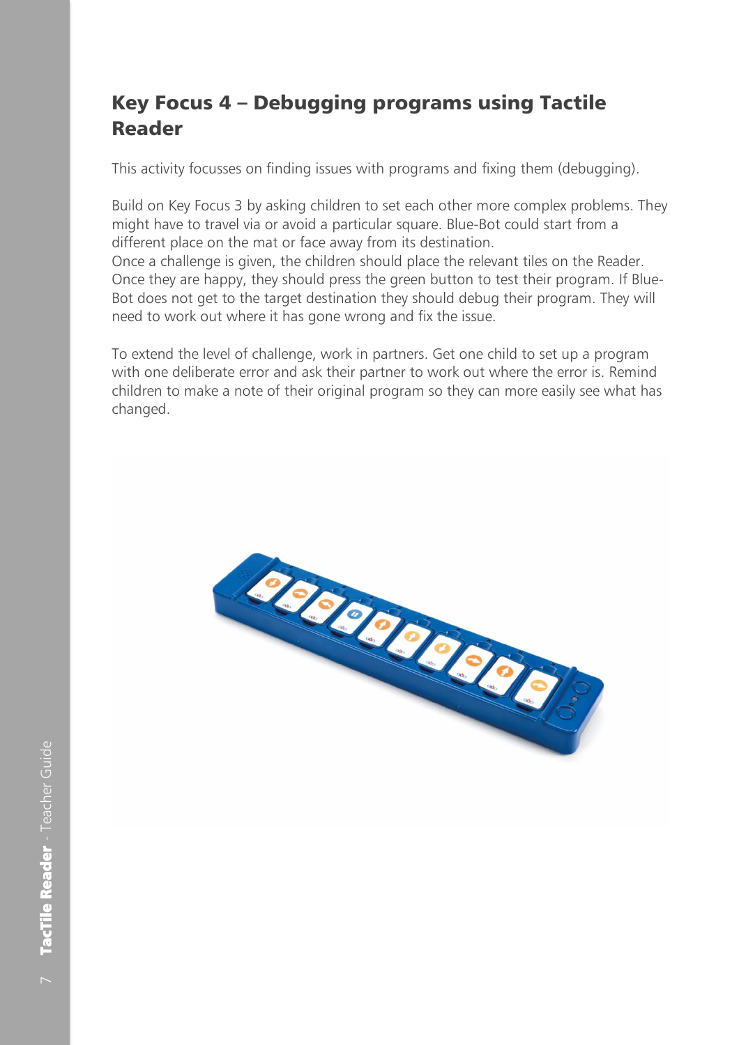## Key Focus 4 – Debugging programs using Tactile Reader

This activity focusses on finding issues with programs and fixing them (debugging).

Build on Key Focus 3 by asking children to set each other more complex problems. They might have to travel via or avoid a particular square. Blue-Bot could start from a different place on the mat or face away from its destination.
Once a challenge is given, the children should place the relevant tiles on the Reader. Once they are happy, they should press the green button to test their program. If Blue-Bot does not get to the target destination they should debug their program. They will need to work out where it has gone wrong and fix the issue.

To extend the level of challenge, work in partners. Get one child to set up a program with one deliberate error and ask their partner to work out where the error is. Remind children to make a note of their original program so they can more easily see what has changed.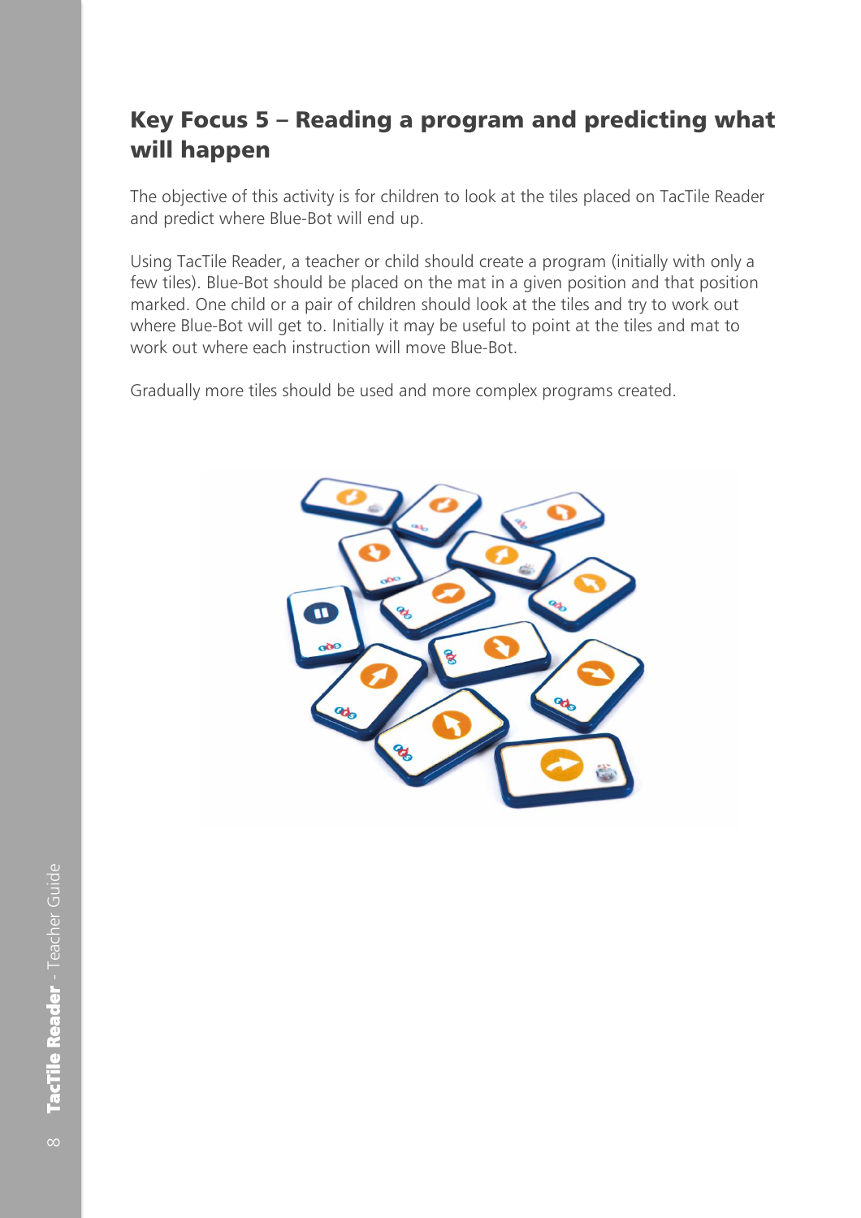## Key Focus 5 – Reading a program and predicting what will happen

The objective of this activity is for children to look at the tiles placed on TacTile Reader and predict where Blue-Bot will end up.

Using TacTile Reader, a teacher or child should create a program (initially with only a few tiles). Blue-Bot should be placed on the mat in a given position and that position marked. One child or a pair of children should look at the tiles and try to work out where Blue-Bot will get to. Initially it may be useful to point at the tiles and mat to work out where each instruction will move Blue-Bot.

Gradually more tiles should be used and more complex programs created.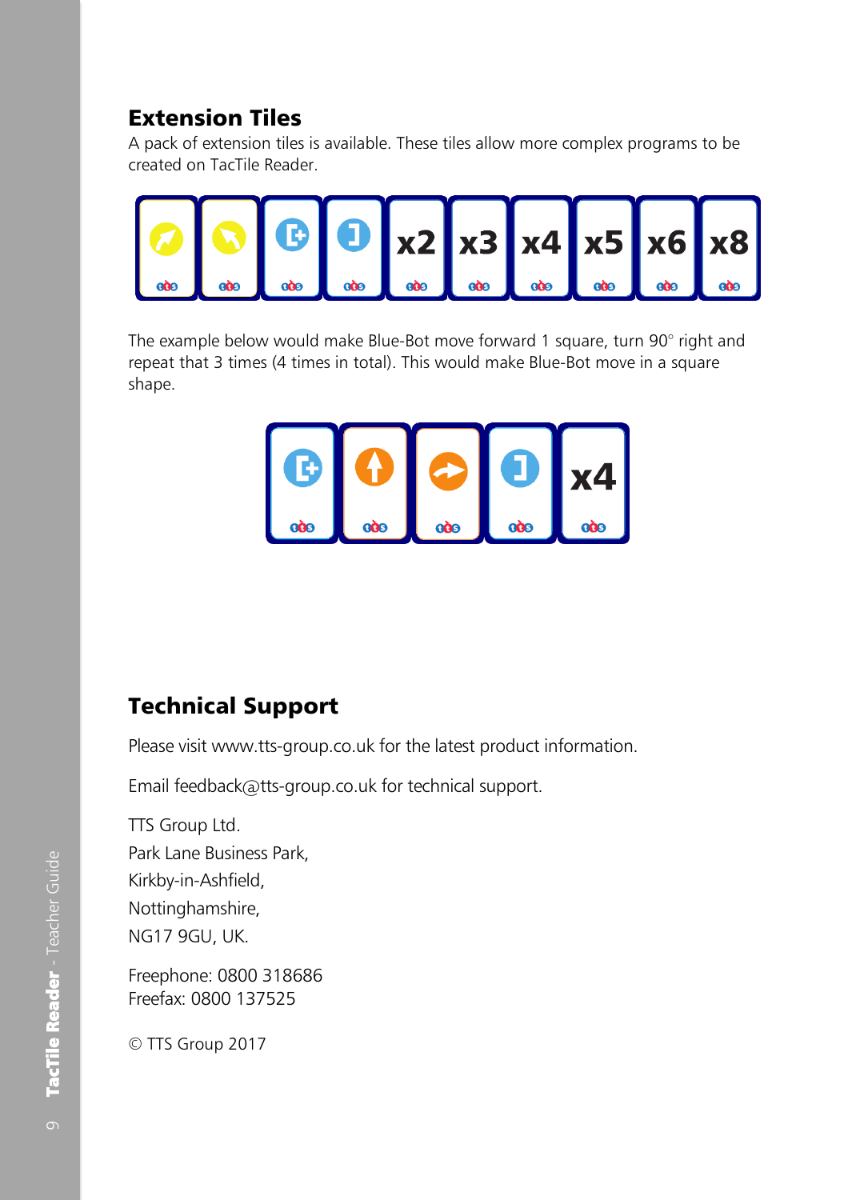## Extension Tiles

A pack of extension tiles is available. These tiles allow more complex programs to be created on TacTile Reader.

x2 x3 x4 x5 x6 x8

The example below would make Blue-Bot move forward 1 square, turn 90° right and repeat that 3 times (4 times in total). This would make Blue-Bot move in a square shape.

x4

## Technical Support

Please visit www.tts-group.co.uk for the latest product information.

Email feedback@tts-group.co.uk for technical support.

TTS Group Ltd.
Park Lane Business Park,
Kirkby-in-Ashfield,
Nottinghamshire,
NG17 9GU, UK.

Freephone: 0800 318686
Freefax: 0800 137525

© TTS Group 2017